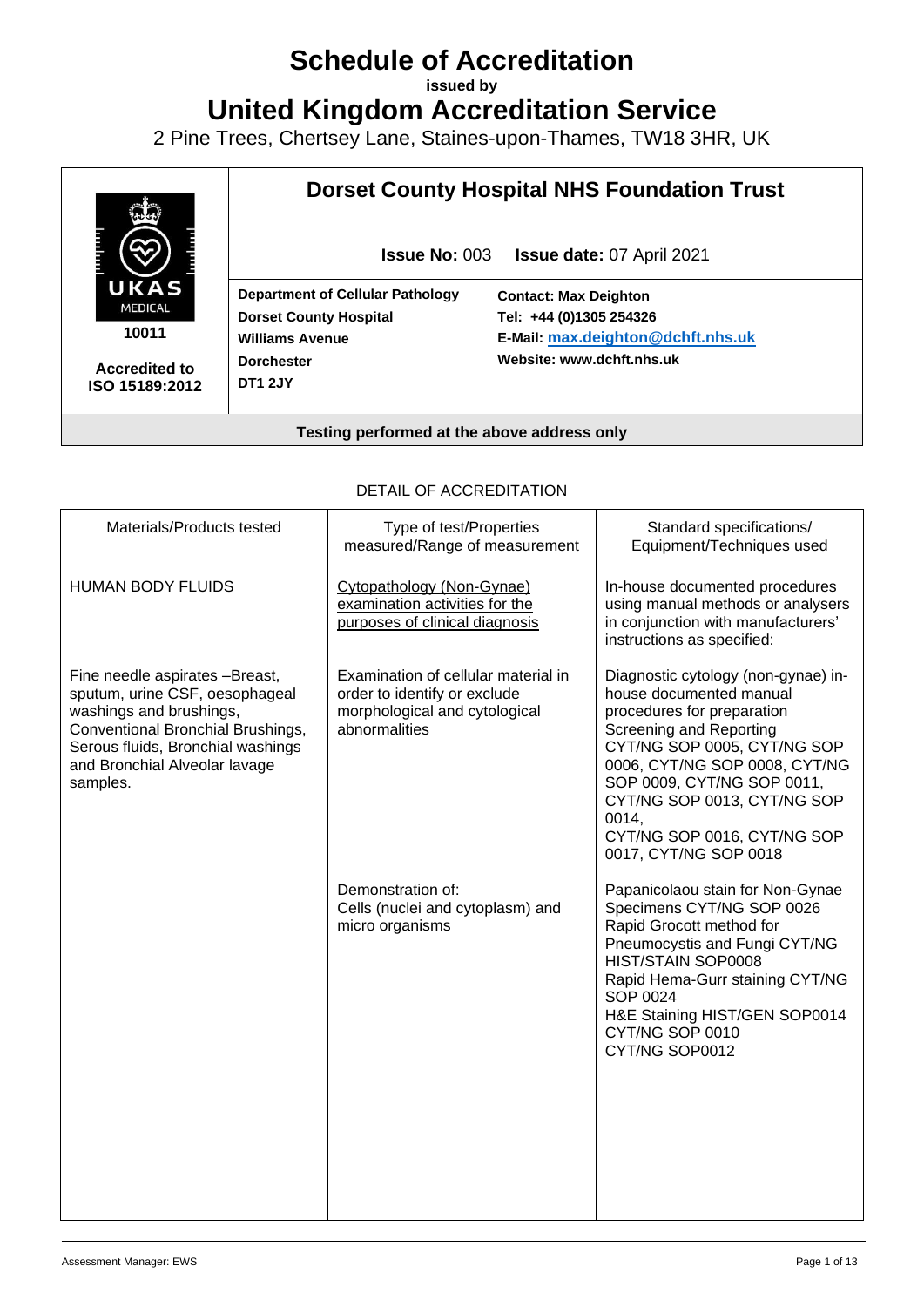# Schedule of Accreditation

**issued by**

# United Kingdom Accreditation Service

2 Pine Trees, Chertsey Lane, Staines-upon-Thames, TW18 3HR, UK

| | |
|---|---|
| UKAS MEDICAL<br>**10011**<br>**Accredited to ISO 15189:2012** | **Dorset County Hospital NHS Foundation Trust**<br><br>**Issue No:** 003 **Issue date:** 07 April 2021 |

| | |
|---|---|
| **Department of Cellular Pathology**<br>**Dorset County Hospital**<br>**Williams Avenue**<br>**Dorchester**<br>**DT1 2JY** | **Contact: Max Deighton**<br>**Tel: +44 (0)1305 254326**<br>**E-Mail: max.deighton@dchft.nhs.uk**<br>**Website: www.dchft.nhs.uk** |

**Testing performed at the above address only**

DETAIL OF ACCREDITATION

| Materials/Products tested | Type of test/Properties measured/Range of measurement | Standard specifications/ Equipment/Techniques used |
|---|---|---|
| HUMAN BODY FLUIDS | Cytopathology (Non-Gynae) examination activities for the purposes of clinical diagnosis | In-house documented procedures using manual methods or analysers in conjunction with manufacturers' instructions as specified: |
| Fine needle aspirates –Breast, sputum, urine CSF, oesophageal washings and brushings, Conventional Bronchial Brushings, Serous fluids, Bronchial washings and Bronchial Alveolar lavage samples. | Examination of cellular material in order to identify or exclude morphological and cytological abnormalities | Diagnostic cytology (non-gynae) in-house documented manual procedures for preparation Screening and Reporting CYT/NG SOP 0005, CYT/NG SOP 0006, CYT/NG SOP 0008, CYT/NG SOP 0009, CYT/NG SOP 0011, CYT/NG SOP 0013, CYT/NG SOP 0014, CYT/NG SOP 0016, CYT/NG SOP 0017, CYT/NG SOP 0018 |
| | Demonstration of: Cells (nuclei and cytoplasm) and micro organisms | Papanicolaou stain for Non-Gynae Specimens CYT/NG SOP 0026<br>Rapid Grocott method for Pneumocystis and Fungi CYT/NG HIST/STAIN SOP0008<br>Rapid Hema-Gurr staining CYT/NG SOP 0024<br>H&E Staining HIST/GEN SOP0014<br>CYT/NG SOP 0010<br>CYT/NG SOP0012 |

Assessment Manager: EWS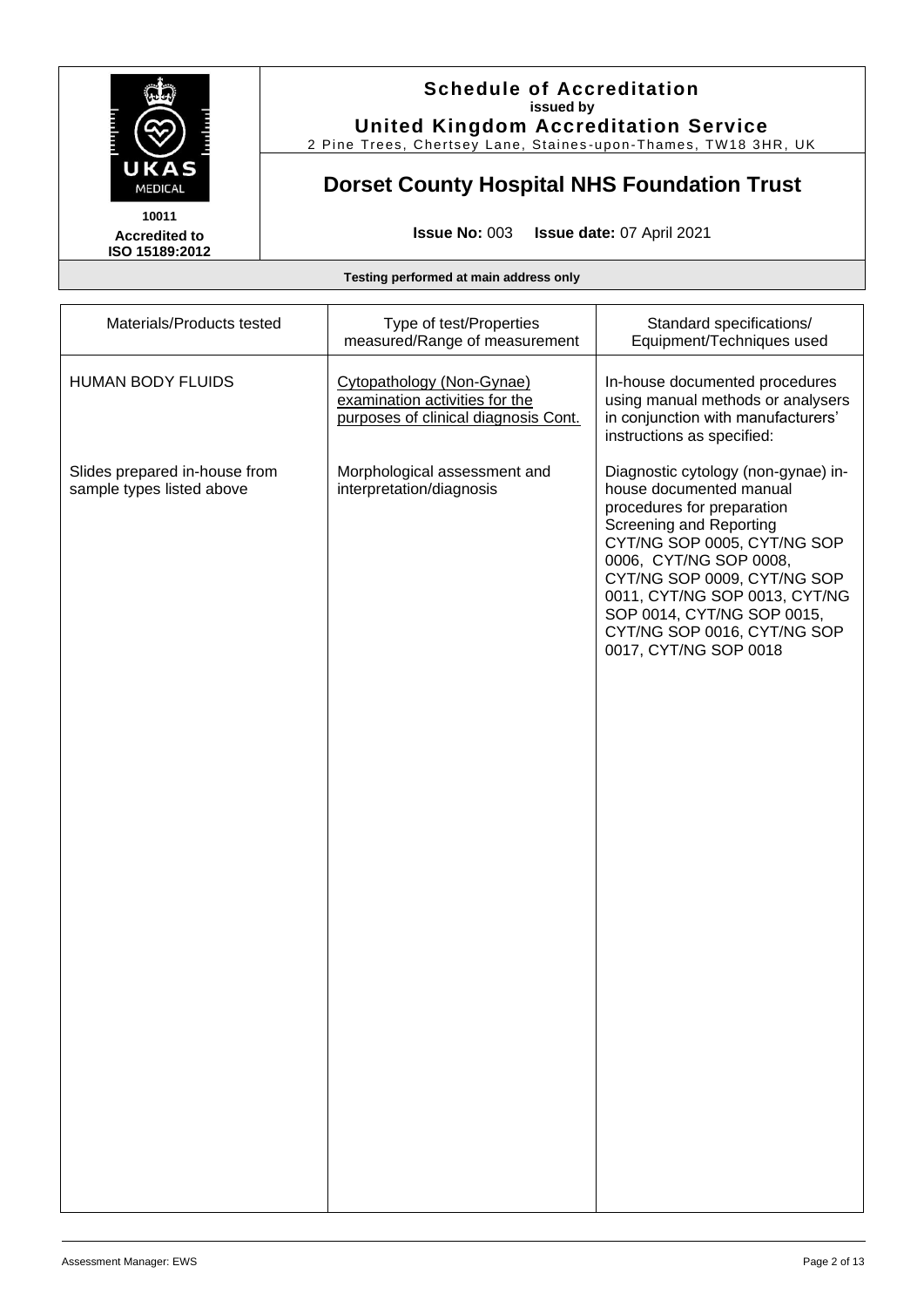**Schedule of Accreditation**
**issued by**
**United Kingdom Accreditation Service**
2 Pine Trees, Chertsey Lane, Staines-upon-Thames, TW18 3HR, UK

**10011**
**Accredited to ISO 15189:2012**

# Dorset County Hospital NHS Foundation Trust

**Issue No:** 003 **Issue date:** 07 April 2021

**Testing performed at main address only**

| Materials/Products tested | Type of test/Properties measured/Range of measurement | Standard specifications/ Equipment/Techniques used |
|---|---|---|
| HUMAN BODY FLUIDS | Cytopathology (Non-Gynae) examination activities for the purposes of clinical diagnosis Cont. | In-house documented procedures using manual methods or analysers in conjunction with manufacturers' instructions as specified: |
| Slides prepared in-house from sample types listed above | Morphological assessment and interpretation/diagnosis | Diagnostic cytology (non-gynae) in-house documented manual procedures for preparation Screening and Reporting CYT/NG SOP 0005, CYT/NG SOP 0006, CYT/NG SOP 0008, CYT/NG SOP 0009, CYT/NG SOP 0011, CYT/NG SOP 0013, CYT/NG SOP 0014, CYT/NG SOP 0015, CYT/NG SOP 0016, CYT/NG SOP 0017, CYT/NG SOP 0018 |

Assessment Manager: EWS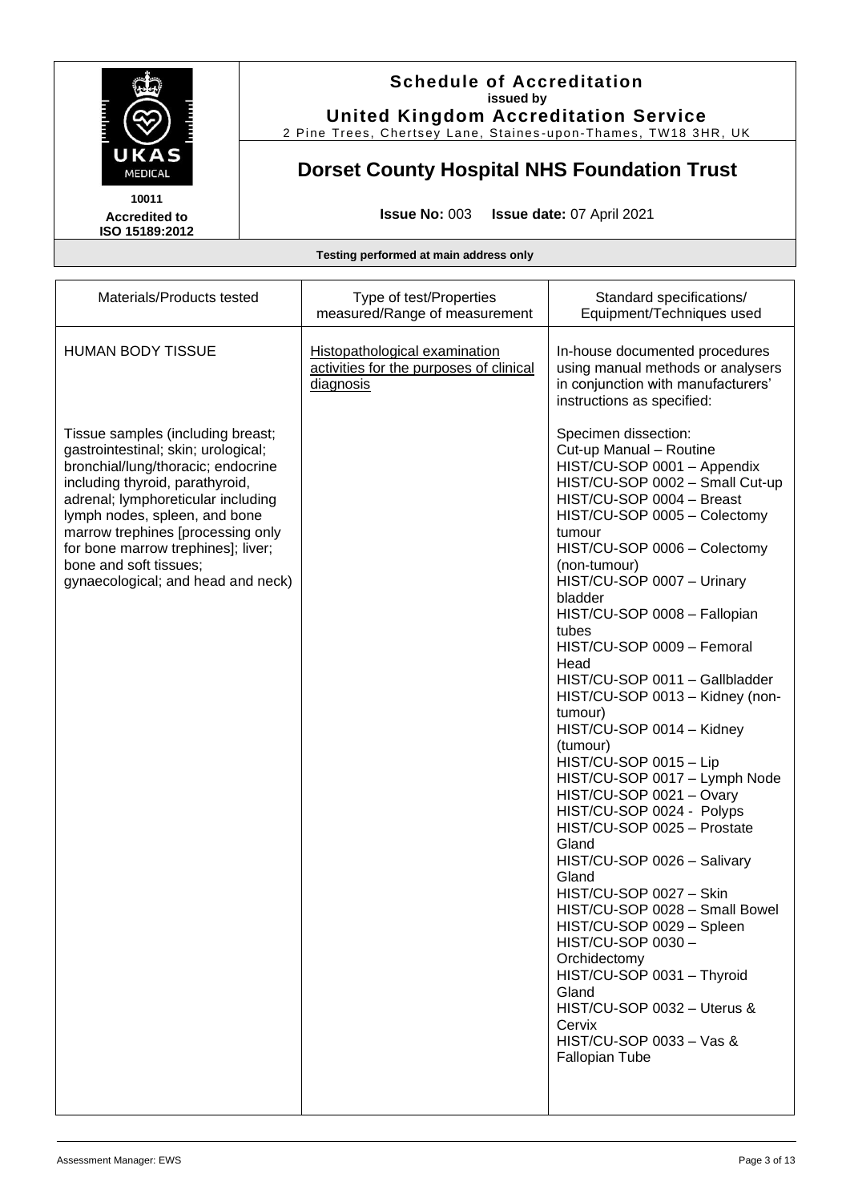**Schedule of Accreditation**
**issued by**
**United Kingdom Accreditation Service**
2 Pine Trees, Chertsey Lane, Staines-upon-Thames, TW18 3HR, UK

UKAS MEDICAL

10011

**Accredited to ISO 15189:2012**

# Dorset County Hospital NHS Foundation Trust

**Issue No:** 003 **Issue date:** 07 April 2021

**Testing performed at main address only**

| Materials/Products tested | Type of test/Properties measured/Range of measurement | Standard specifications/ Equipment/Techniques used |
|---|---|---|
| HUMAN BODY TISSUE | Histopathological examination activities for the purposes of clinical diagnosis | In-house documented procedures using manual methods or analysers in conjunction with manufacturers' instructions as specified: |
| Tissue samples (including breast; gastrointestinal; skin; urological; bronchial/lung/thoracic; endocrine including thyroid, parathyroid, adrenal; lymphoreticular including lymph nodes, spleen, and bone marrow trephines [processing only for bone marrow trephines]; liver; bone and soft tissues; gynaecological; and head and neck) | | Specimen dissection:<br>Cut-up Manual – Routine<br>HIST/CU-SOP 0001 – Appendix<br>HIST/CU-SOP 0002 – Small Cut-up<br>HIST/CU-SOP 0004 – Breast<br>HIST/CU-SOP 0005 – Colectomy tumour<br>HIST/CU-SOP 0006 – Colectomy (non-tumour)<br>HIST/CU-SOP 0007 – Urinary bladder<br>HIST/CU-SOP 0008 – Fallopian tubes<br>HIST/CU-SOP 0009 – Femoral Head<br>HIST/CU-SOP 0011 – Gallbladder<br>HIST/CU-SOP 0013 – Kidney (non-tumour)<br>HIST/CU-SOP 0014 – Kidney (tumour)<br>HIST/CU-SOP 0015 – Lip<br>HIST/CU-SOP 0017 – Lymph Node<br>HIST/CU-SOP 0021 – Ovary<br>HIST/CU-SOP 0024 - Polyps<br>HIST/CU-SOP 0025 – Prostate Gland<br>HIST/CU-SOP 0026 – Salivary Gland<br>HIST/CU-SOP 0027 – Skin<br>HIST/CU-SOP 0028 – Small Bowel<br>HIST/CU-SOP 0029 – Spleen<br>HIST/CU-SOP 0030 – Orchidectomy<br>HIST/CU-SOP 0031 – Thyroid Gland<br>HIST/CU-SOP 0032 – Uterus & Cervix<br>HIST/CU-SOP 0033 – Vas & Fallopian Tube |

Assessment Manager: EWS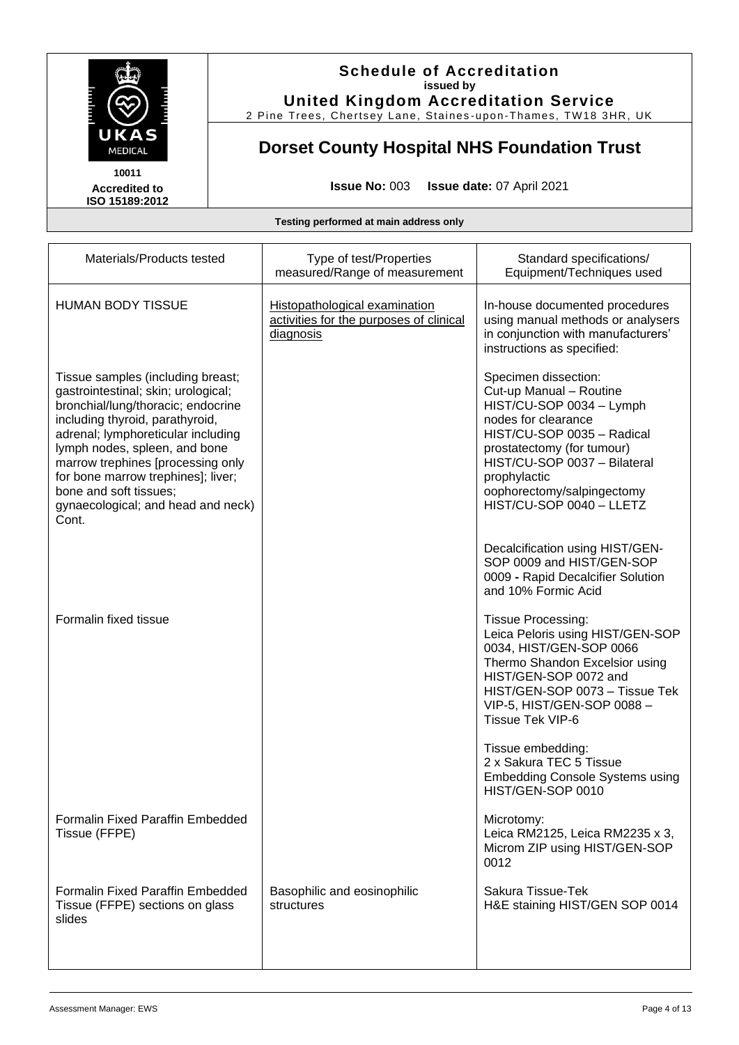**Schedule of Accreditation**
**issued by**
**United Kingdom Accreditation Service**
2 Pine Trees, Chertsey Lane, Staines-upon-Thames, TW18 3HR, UK

10011
**Accredited to ISO 15189:2012**

## Dorset County Hospital NHS Foundation Trust

**Issue No:** 003 **Issue date:** 07 April 2021

**Testing performed at main address only**

| Materials/Products tested | Type of test/Properties measured/Range of measurement | Standard specifications/ Equipment/Techniques used |
|---|---|---|
| HUMAN BODY TISSUE | Histopathological examination activities for the purposes of clinical diagnosis | In-house documented procedures using manual methods or analysers in conjunction with manufacturers' instructions as specified: |
| Tissue samples (including breast; gastrointestinal; skin; urological; bronchial/lung/thoracic; endocrine including thyroid, parathyroid, adrenal; lymphoreticular including lymph nodes, spleen, and bone marrow trephines [processing only for bone marrow trephines]; liver; bone and soft tissues; gynaecological; and head and neck) Cont. | | Specimen dissection: Cut-up Manual – Routine HIST/CU-SOP 0034 – Lymph nodes for clearance HIST/CU-SOP 0035 – Radical prostatectomy (for tumour) HIST/CU-SOP 0037 – Bilateral prophylactic oophorectomy/salpingectomy HIST/CU-SOP 0040 – LLETZ |
| | | Decalcification using HIST/GEN-SOP 0009 and HIST/GEN-SOP 0009 - Rapid Decalcifier Solution and 10% Formic Acid |
| Formalin fixed tissue | | Tissue Processing: Leica Peloris using HIST/GEN-SOP 0034, HIST/GEN-SOP 0066 Thermo Shandon Excelsior using HIST/GEN-SOP 0072 and HIST/GEN-SOP 0073 – Tissue Tek VIP-5, HIST/GEN-SOP 0088 – Tissue Tek VIP-6 |
| | | Tissue embedding: 2 x Sakura TEC 5 Tissue Embedding Console Systems using HIST/GEN-SOP 0010 |
| Formalin Fixed Paraffin Embedded Tissue (FFPE) | | Microtomy: Leica RM2125, Leica RM2235 x 3, Microm ZIP using HIST/GEN-SOP 0012 |
| Formalin Fixed Paraffin Embedded Tissue (FFPE) sections on glass slides | Basophilic and eosinophilic structures | Sakura Tissue-Tek H&E staining HIST/GEN SOP 0014 |

Assessment Manager: EWS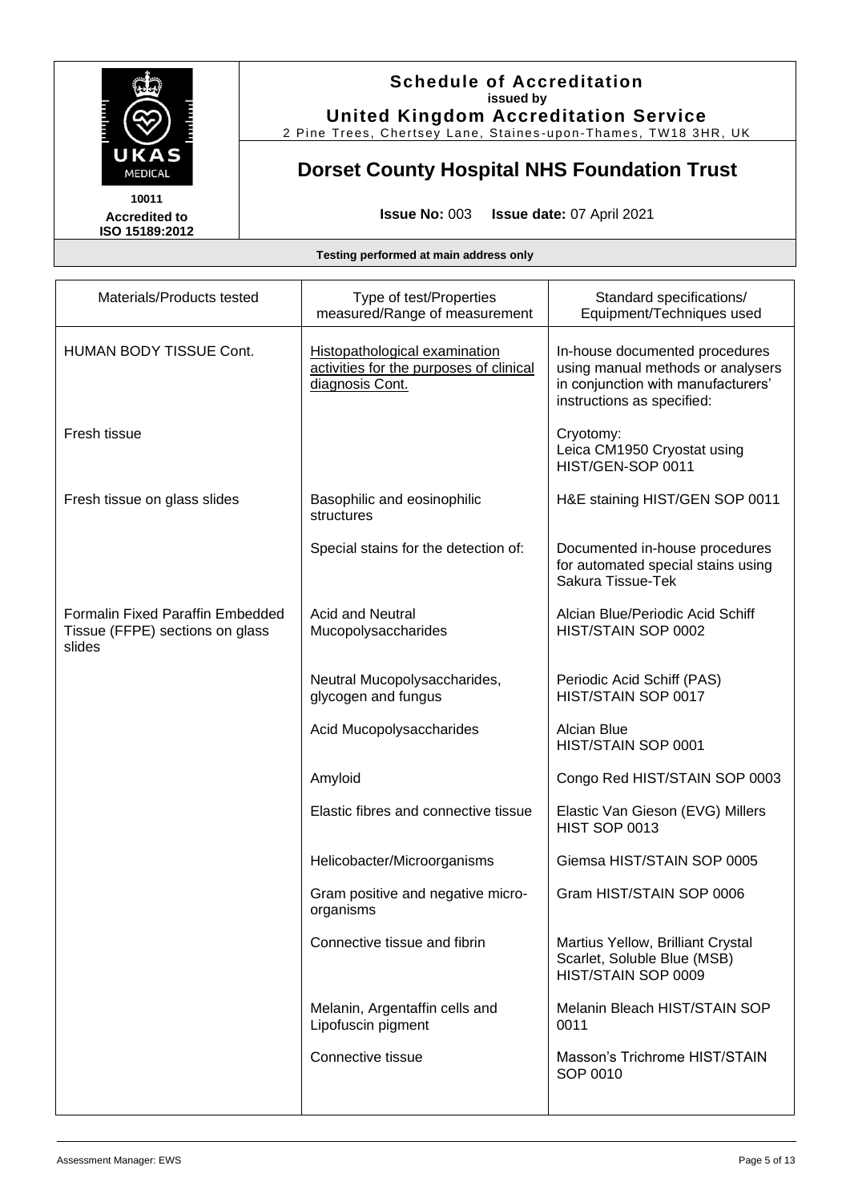# Schedule of Accreditation

**issued by**

**United Kingdom Accreditation Service**

2 Pine Trees, Chertsey Lane, Staines-upon-Thames, TW18 3HR, UK

10011

**Accredited to ISO 15189:2012**

## Dorset County Hospital NHS Foundation Trust

**Issue No:** 003 **Issue date:** 07 April 2021

**Testing performed at main address only**

| Materials/Products tested | Type of test/Properties measured/Range of measurement | Standard specifications/ Equipment/Techniques used |
|---|---|---|
| HUMAN BODY TISSUE Cont. | Histopathological examination activities for the purposes of clinical diagnosis Cont. | In-house documented procedures using manual methods or analysers in conjunction with manufacturers' instructions as specified: |
| Fresh tissue | | Cryotomy: Leica CM1950 Cryostat using HIST/GEN-SOP 0011 |
| Fresh tissue on glass slides | Basophilic and eosinophilic structures | H&E staining HIST/GEN SOP 0011 |
| | Special stains for the detection of: | Documented in-house procedures for automated special stains using Sakura Tissue-Tek |
| Formalin Fixed Paraffin Embedded Tissue (FFPE) sections on glass slides | Acid and Neutral Mucopolysaccharides | Alcian Blue/Periodic Acid Schiff HIST/STAIN SOP 0002 |
| | Neutral Mucopolysaccharides, glycogen and fungus | Periodic Acid Schiff (PAS) HIST/STAIN SOP 0017 |
| | Acid Mucopolysaccharides | Alcian Blue HIST/STAIN SOP 0001 |
| | Amyloid | Congo Red HIST/STAIN SOP 0003 |
| | Elastic fibres and connective tissue | Elastic Van Gieson (EVG) Millers HIST SOP 0013 |
| | Helicobacter/Microorganisms | Giemsa HIST/STAIN SOP 0005 |
| | Gram positive and negative micro-organisms | Gram HIST/STAIN SOP 0006 |
| | Connective tissue and fibrin | Martius Yellow, Brilliant Crystal Scarlet, Soluble Blue (MSB) HIST/STAIN SOP 0009 |
| | Melanin, Argentaffin cells and Lipofuscin pigment | Melanin Bleach HIST/STAIN SOP 0011 |
| | Connective tissue | Masson's Trichrome HIST/STAIN SOP 0010 |

Assessment Manager: EWS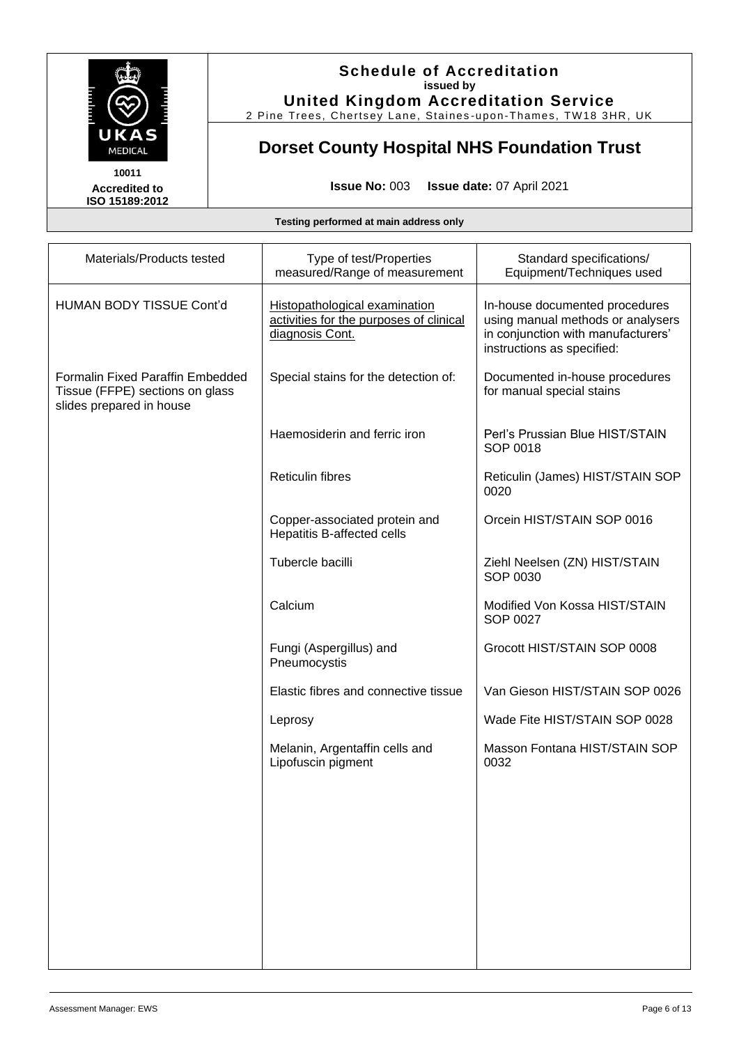**Schedule of Accreditation**
**issued by**
**United Kingdom Accreditation Service**
2 Pine Trees, Chertsey Lane, Staines-upon-Thames, TW18 3HR, UK

10011
**Accredited to ISO 15189:2012**

# Dorset County Hospital NHS Foundation Trust

**Issue No:** 003 **Issue date:** 07 April 2021

**Testing performed at main address only**

| Materials/Products tested | Type of test/Properties measured/Range of measurement | Standard specifications/ Equipment/Techniques used |
|---|---|---|
| HUMAN BODY TISSUE Cont'd | Histopathological examination activities for the purposes of clinical diagnosis Cont. | In-house documented procedures using manual methods or analysers in conjunction with manufacturers' instructions as specified: |
| Formalin Fixed Paraffin Embedded Tissue (FFPE) sections on glass slides prepared in house | Special stains for the detection of: | Documented in-house procedures for manual special stains |
| | Haemosiderin and ferric iron | Perl's Prussian Blue HIST/STAIN SOP 0018 |
| | Reticulin fibres | Reticulin (James) HIST/STAIN SOP 0020 |
| | Copper-associated protein and Hepatitis B-affected cells | Orcein HIST/STAIN SOP 0016 |
| | Tubercle bacilli | Ziehl Neelsen (ZN) HIST/STAIN SOP 0030 |
| | Calcium | Modified Von Kossa HIST/STAIN SOP 0027 |
| | Fungi (Aspergillus) and Pneumocystis | Grocott HIST/STAIN SOP 0008 |
| | Elastic fibres and connective tissue | Van Gieson HIST/STAIN SOP 0026 |
| | Leprosy | Wade Fite HIST/STAIN SOP 0028 |
| | Melanin, Argentaffin cells and Lipofuscin pigment | Masson Fontana HIST/STAIN SOP 0032 |

Assessment Manager: EWS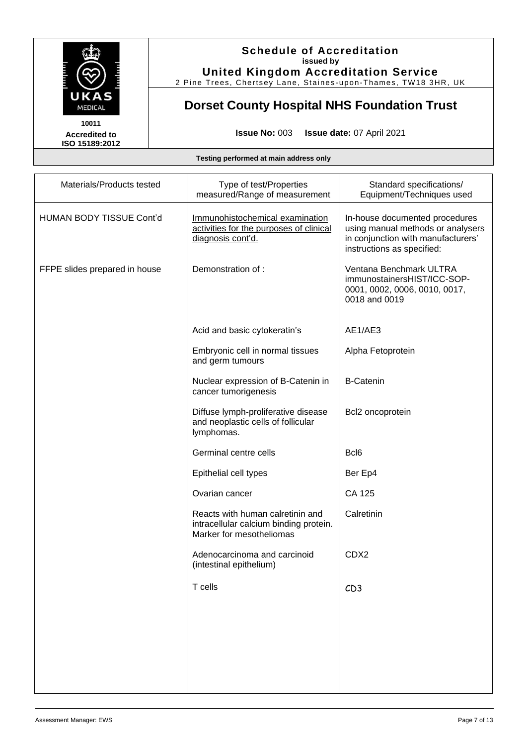**Schedule of Accreditation**
**issued by**
**United Kingdom Accreditation Service**
2 Pine Trees, Chertsey Lane, Staines-upon-Thames, TW18 3HR, UK

10011
**Accredited to ISO 15189:2012**

# Dorset County Hospital NHS Foundation Trust

**Issue No:** 003 **Issue date:** 07 April 2021

**Testing performed at main address only**

| Materials/Products tested | Type of test/Properties measured/Range of measurement | Standard specifications/ Equipment/Techniques used |
|---|---|---|
| HUMAN BODY TISSUE Cont'd | Immunohistochemical examination activities for the purposes of clinical diagnosis cont'd. | In-house documented procedures using manual methods or analysers in conjunction with manufacturers' instructions as specified: |
| FFPE slides prepared in house | Demonstration of : | Ventana Benchmark ULTRA immunostainersHIST/ICC-SOP-0001, 0002, 0006, 0010, 0017, 0018 and 0019 |
| | Acid and basic cytokeratin's | AE1/AE3 |
| | Embryonic cell in normal tissues and germ tumours | Alpha Fetoprotein |
| | Nuclear expression of B-Catenin in cancer tumorigenesis | B-Catenin |
| | Diffuse lymph-proliferative disease and neoplastic cells of follicular lymphomas. | Bcl2 oncoprotein |
| | Germinal centre cells | Bcl6 |
| | Epithelial cell types | Ber Ep4 |
| | Ovarian cancer | CA 125 |
| | Reacts with human calretinin and intracellular calcium binding protein. Marker for mesotheliomas | Calretinin |
| | Adenocarcinoma and carcinoid (intestinal epithelium) | CDX2 |
| | T cells | CD3 |

Assessment Manager: EWS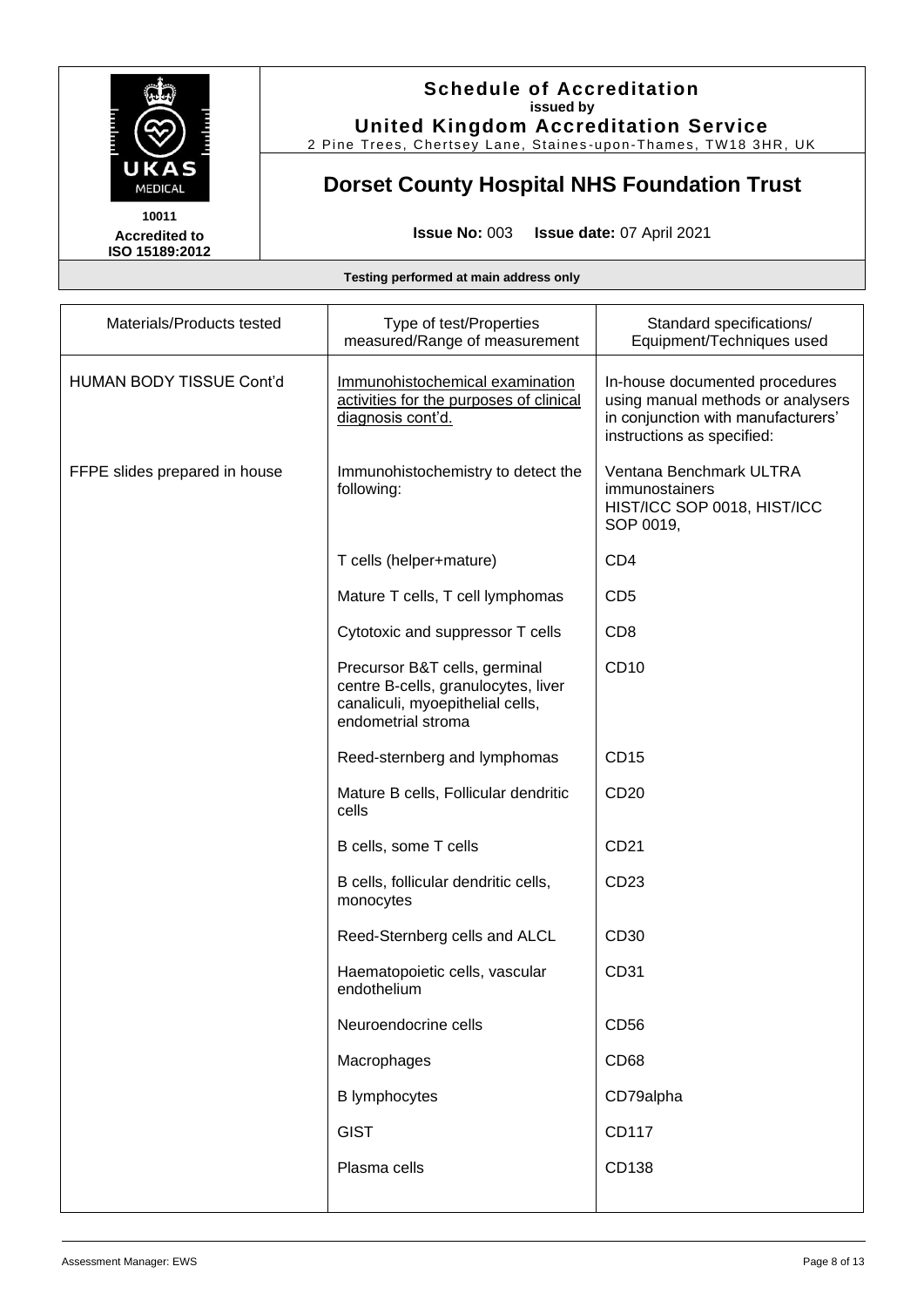**Schedule of Accreditation**
**issued by**
**United Kingdom Accreditation Service**
2 Pine Trees, Chertsey Lane, Staines-upon-Thames, TW18 3HR, UK

UKAS MEDICAL
**10011**
**Accredited to ISO 15189:2012**

## Dorset County Hospital NHS Foundation Trust

**Issue No:** 003 **Issue date:** 07 April 2021

**Testing performed at main address only**

| Materials/Products tested | Type of test/Properties measured/Range of measurement | Standard specifications/ Equipment/Techniques used |
|---|---|---|
| HUMAN BODY TISSUE Cont'd | Immunohistochemical examination activities for the purposes of clinical diagnosis cont'd. | In-house documented procedures using manual methods or analysers in conjunction with manufacturers' instructions as specified: |
| FFPE slides prepared in house | Immunohistochemistry to detect the following: | Ventana Benchmark ULTRA immunostainers HIST/ICC SOP 0018, HIST/ICC SOP 0019, |
| | T cells (helper+mature) | CD4 |
| | Mature T cells, T cell lymphomas | CD5 |
| | Cytotoxic and suppressor T cells | CD8 |
| | Precursor B&T cells, germinal centre B-cells, granulocytes, liver canaliculi, myoepithelial cells, endometrial stroma | CD10 |
| | Reed-sternberg and lymphomas | CD15 |
| | Mature B cells, Follicular dendritic cells | CD20 |
| | B cells, some T cells | CD21 |
| | B cells, follicular dendritic cells, monocytes | CD23 |
| | Reed-Sternberg cells and ALCL | CD30 |
| | Haematopoietic cells, vascular endothelium | CD31 |
| | Neuroendocrine cells | CD56 |
| | Macrophages | CD68 |
| | B lymphocytes | CD79alpha |
| | GIST | CD117 |
| | Plasma cells | CD138 |

Assessment Manager: EWS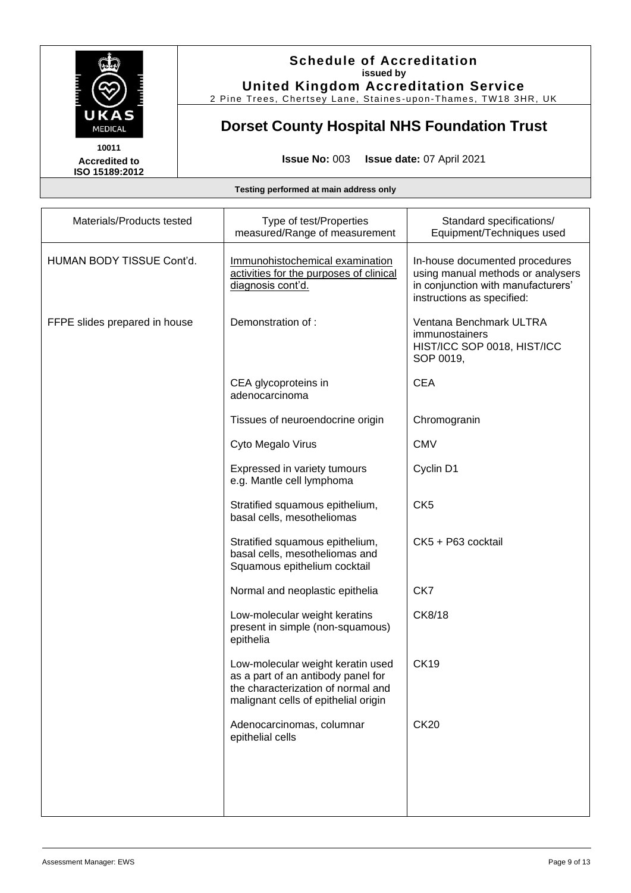# Schedule of Accreditation

**issued by**

**United Kingdom Accreditation Service**

2 Pine Trees, Chertsey Lane, Staines-upon-Thames, TW18 3HR, UK

10011

Accredited to ISO 15189:2012

## Dorset County Hospital NHS Foundation Trust

**Issue No:** 003 **Issue date:** 07 April 2021

**Testing performed at main address only**

| Materials/Products tested | Type of test/Properties measured/Range of measurement | Standard specifications/ Equipment/Techniques used |
|---|---|---|
| HUMAN BODY TISSUE Cont'd. | Immunohistochemical examination activities for the purposes of clinical diagnosis cont'd. | In-house documented procedures using manual methods or analysers in conjunction with manufacturers' instructions as specified: |
| FFPE slides prepared in house | Demonstration of : | Ventana Benchmark ULTRA immunostainers HIST/ICC SOP 0018, HIST/ICC SOP 0019, |
| | CEA glycoproteins in adenocarcinoma | CEA |
| | Tissues of neuroendocrine origin | Chromogranin |
| | Cyto Megalo Virus | CMV |
| | Expressed in variety tumours e.g. Mantle cell lymphoma | Cyclin D1 |
| | Stratified squamous epithelium, basal cells, mesotheliomas | CK5 |
| | Stratified squamous epithelium, basal cells, mesotheliomas and Squamous epithelium cocktail | CK5 + P63 cocktail |
| | Normal and neoplastic epithelia | CK7 |
| | Low-molecular weight keratins present in simple (non-squamous) epithelia | CK8/18 |
| | Low-molecular weight keratin used as a part of an antibody panel for the characterization of normal and malignant cells of epithelial origin | CK19 |
| | Adenocarcinomas, columnar epithelial cells | CK20 |

Assessment Manager: EWS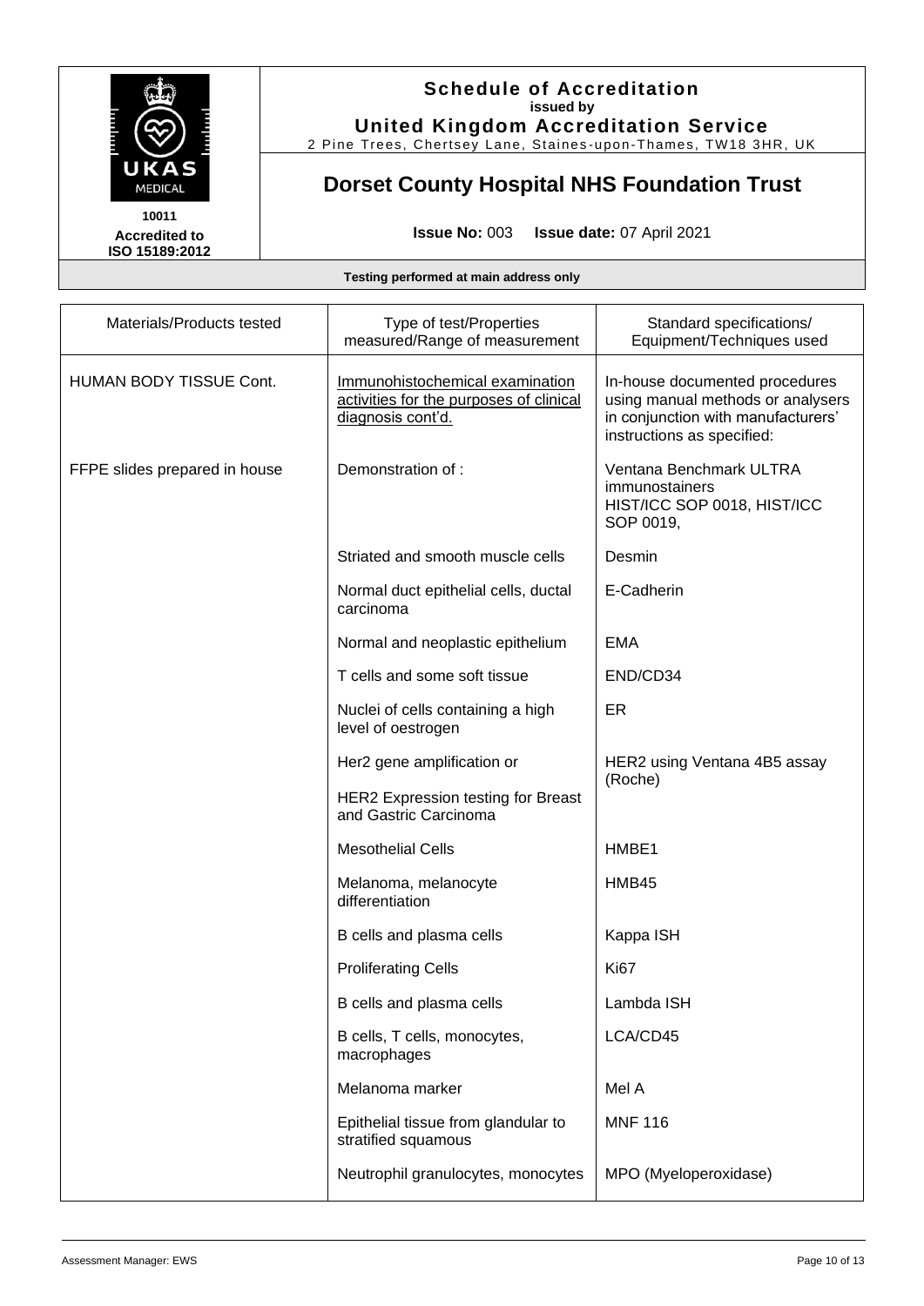**Schedule of Accreditation**
**issued by**
**United Kingdom Accreditation Service**
2 Pine Trees, Chertsey Lane, Staines-upon-Thames, TW18 3HR, UK

**10011**
**Accredited to ISO 15189:2012**

# Dorset County Hospital NHS Foundation Trust

**Issue No:** 003 **Issue date:** 07 April 2021

**Testing performed at main address only**

| Materials/Products tested | Type of test/Properties measured/Range of measurement | Standard specifications/ Equipment/Techniques used |
|---|---|---|
| HUMAN BODY TISSUE Cont. | Immunohistochemical examination activities for the purposes of clinical diagnosis cont'd. | In-house documented procedures using manual methods or analysers in conjunction with manufacturers' instructions as specified: |
| FFPE slides prepared in house | Demonstration of : | Ventana Benchmark ULTRA immunostainers HIST/ICC SOP 0018, HIST/ICC SOP 0019, |
| | Striated and smooth muscle cells | Desmin |
| | Normal duct epithelial cells, ductal carcinoma | E-Cadherin |
| | Normal and neoplastic epithelium | EMA |
| | T cells and some soft tissue | END/CD34 |
| | Nuclei of cells containing a high level of oestrogen | ER |
| | Her2 gene amplification or<br>HER2 Expression testing for Breast and Gastric Carcinoma | HER2 using Ventana 4B5 assay (Roche) |
| | Mesothelial Cells | HMBE1 |
| | Melanoma, melanocyte differentiation | HMB45 |
| | B cells and plasma cells | Kappa ISH |
| | Proliferating Cells | Ki67 |
| | B cells and plasma cells | Lambda ISH |
| | B cells, T cells, monocytes, macrophages | LCA/CD45 |
| | Melanoma marker | Mel A |
| | Epithelial tissue from glandular to stratified squamous | MNF 116 |
| | Neutrophil granulocytes, monocytes | MPO (Myeloperoxidase) |

Assessment Manager: EWS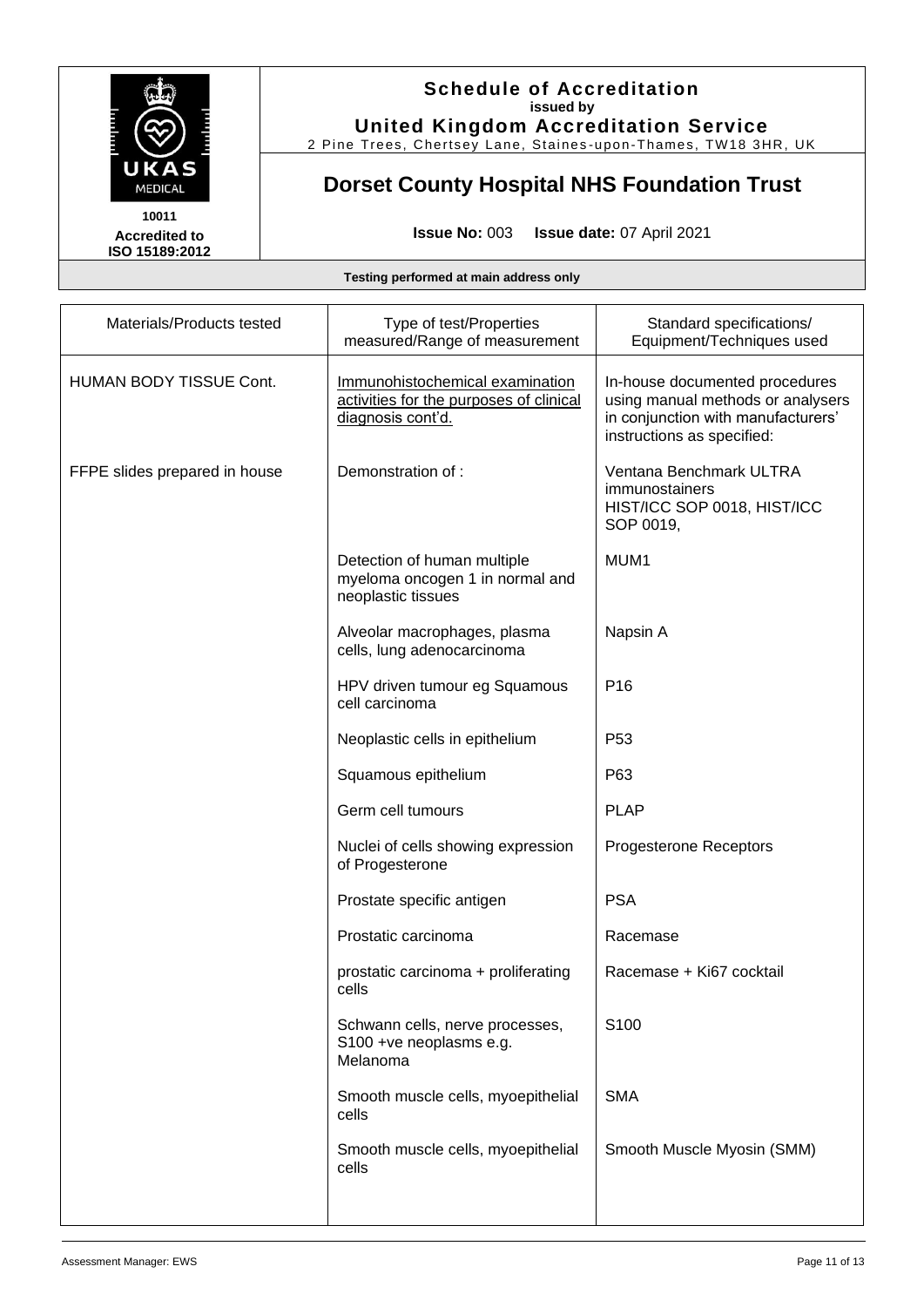**Schedule of Accreditation**
**issued by**
**United Kingdom Accreditation Service**
2 Pine Trees, Chertsey Lane, Staines-upon-Thames, TW18 3HR, UK

UKAS MEDICAL

**10011**
**Accredited to ISO 15189:2012**

# Dorset County Hospital NHS Foundation Trust

**Issue No:** 003 **Issue date:** 07 April 2021

**Testing performed at main address only**

| Materials/Products tested | Type of test/Properties measured/Range of measurement | Standard specifications/ Equipment/Techniques used |
|---|---|---|
| HUMAN BODY TISSUE Cont. | Immunohistochemical examination activities for the purposes of clinical diagnosis cont'd. | In-house documented procedures using manual methods or analysers in conjunction with manufacturers' instructions as specified: |
| FFPE slides prepared in house | Demonstration of : | Ventana Benchmark ULTRA immunostainers HIST/ICC SOP 0018, HIST/ICC SOP 0019, |
| | Detection of human multiple myeloma oncogen 1 in normal and neoplastic tissues | MUM1 |
| | Alveolar macrophages, plasma cells, lung adenocarcinoma | Napsin A |
| | HPV driven tumour eg Squamous cell carcinoma | P16 |
| | Neoplastic cells in epithelium | P53 |
| | Squamous epithelium | P63 |
| | Germ cell tumours | PLAP |
| | Nuclei of cells showing expression of Progesterone | Progesterone Receptors |
| | Prostate specific antigen | PSA |
| | Prostatic carcinoma | Racemase |
| | prostatic carcinoma + proliferating cells | Racemase + Ki67 cocktail |
| | Schwann cells, nerve processes, S100 +ve neoplasms e.g. Melanoma | S100 |
| | Smooth muscle cells, myoepithelial cells | SMA |
| | Smooth muscle cells, myoepithelial cells | Smooth Muscle Myosin (SMM) |

Assessment Manager: EWS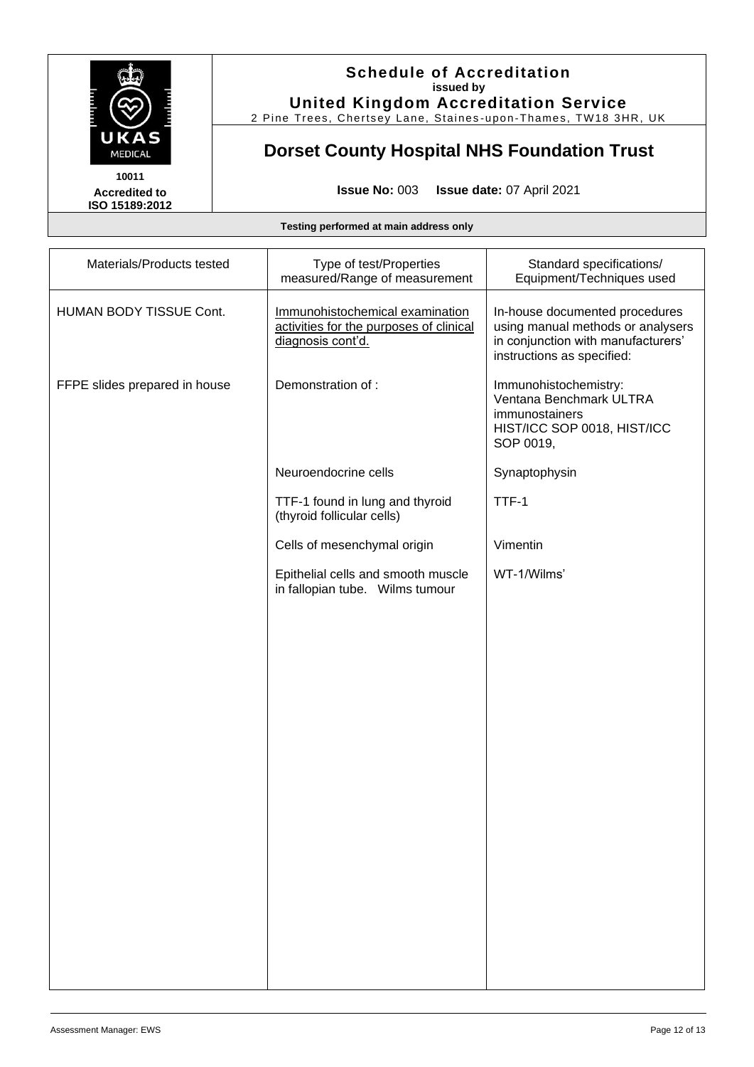# Schedule of Accreditation

**issued by**

**United Kingdom Accreditation Service**

2 Pine Trees, Chertsey Lane, Staines-upon-Thames, TW18 3HR, UK

**10011**
**Accredited to ISO 15189:2012**

## Dorset County Hospital NHS Foundation Trust

**Issue No:** 003 **Issue date:** 07 April 2021

**Testing performed at main address only**

| Materials/Products tested | Type of test/Properties measured/Range of measurement | Standard specifications/ Equipment/Techniques used |
|---|---|---|
| HUMAN BODY TISSUE Cont. | Immunohistochemical examination activities for the purposes of clinical diagnosis cont'd. | In-house documented procedures using manual methods or analysers in conjunction with manufacturers' instructions as specified: |
| FFPE slides prepared in house | Demonstration of : | Immunohistochemistry: Ventana Benchmark ULTRA immunostainers HIST/ICC SOP 0018, HIST/ICC SOP 0019, |
| | Neuroendocrine cells | Synaptophysin |
| | TTF-1 found in lung and thyroid (thyroid follicular cells) | TTF-1 |
| | Cells of mesenchymal origin | Vimentin |
| | Epithelial cells and smooth muscle in fallopian tube. Wilms tumour | WT-1/Wilms' |

Assessment Manager: EWS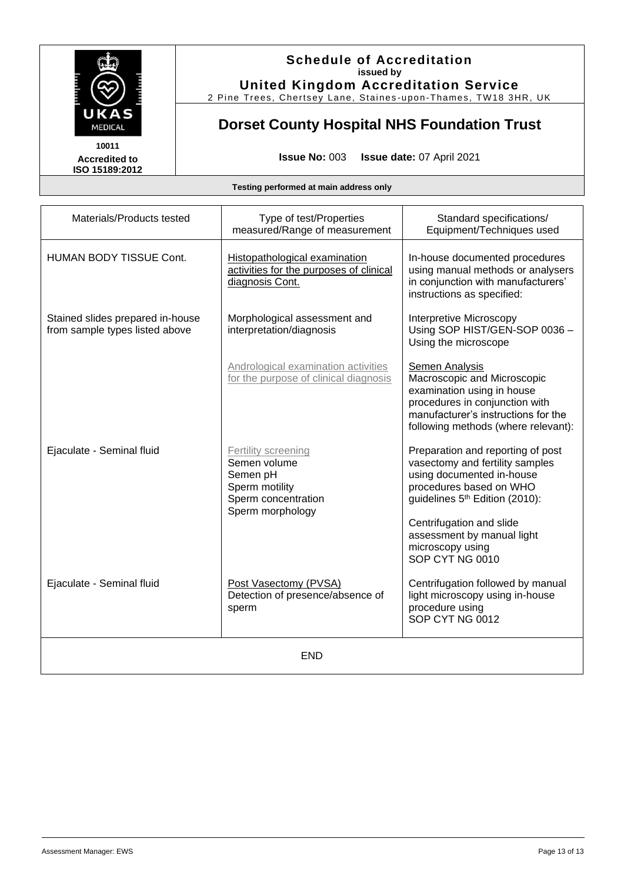**Schedule of Accreditation**
**issued by**
**United Kingdom Accreditation Service**
2 Pine Trees, Chertsey Lane, Staines-upon-Thames, TW18 3HR, UK

10011
**Accredited to ISO 15189:2012**

# Dorset County Hospital NHS Foundation Trust

**Issue No:** 003 **Issue date:** 07 April 2021

**Testing performed at main address only**

| Materials/Products tested | Type of test/Properties measured/Range of measurement | Standard specifications/ Equipment/Techniques used |
|---|---|---|
| HUMAN BODY TISSUE Cont. | Histopathological examination activities for the purposes of clinical diagnosis Cont. | In-house documented procedures using manual methods or analysers in conjunction with manufacturers' instructions as specified: |
| Stained slides prepared in-house from sample types listed above | Morphological assessment and interpretation/diagnosis | Interpretive Microscopy Using SOP HIST/GEN-SOP 0036 – Using the microscope |
| | Andrological examination activities for the purpose of clinical diagnosis | Semen Analysis Macroscopic and Microscopic examination using in house procedures in conjunction with manufacturer's instructions for the following methods (where relevant): |
| Ejaculate - Seminal fluid | Fertility screening<br>Semen volume<br>Semen pH<br>Sperm motility<br>Sperm concentration<br>Sperm morphology | Preparation and reporting of post vasectomy and fertility samples using documented in-house procedures based on WHO guidelines 5th Edition (2010):<br><br>Centrifugation and slide assessment by manual light microscopy using SOP CYT NG 0010 |
| Ejaculate - Seminal fluid | Post Vasectomy (PVSA)<br>Detection of presence/absence of sperm | Centrifugation followed by manual light microscopy using in-house procedure using SOP CYT NG 0012 |

END

Assessment Manager: EWS